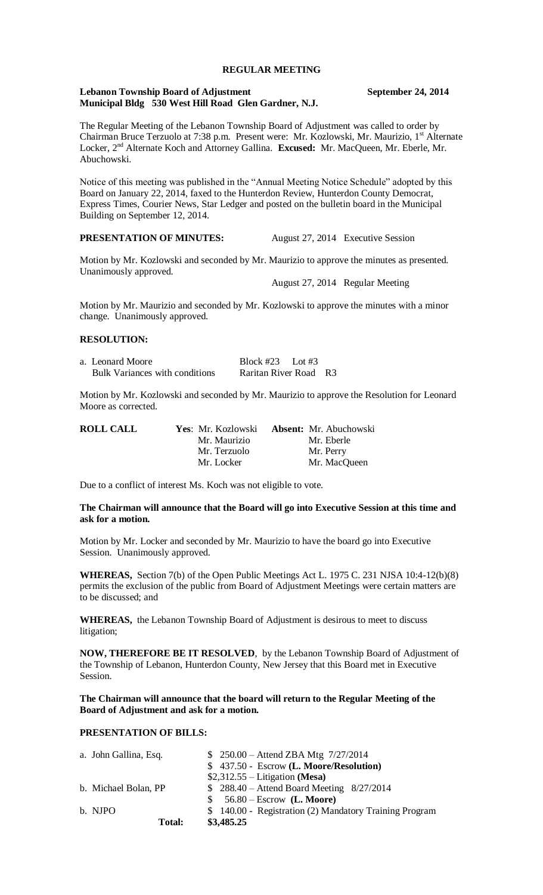# REGULAR MEETING

**Lebanon Township Board of Adjustment** **September 24, 2014**
**Municipal Bldg 530 West Hill Road Glen Gardner, N.J.**

The Regular Meeting of the Lebanon Township Board of Adjustment was called to order by Chairman Bruce Terzuolo at 7:38 p.m. Present were: Mr. Kozlowski, Mr. Maurizio, 1st Alternate Locker, 2nd Alternate Koch and Attorney Gallina. **Excused:** Mr. MacQueen, Mr. Eberle, Mr. Abuchowski.

Notice of this meeting was published in the "Annual Meeting Notice Schedule" adopted by this Board on January 22, 2014, faxed to the Hunterdon Review, Hunterdon County Democrat, Express Times, Courier News, Star Ledger and posted on the bulletin board in the Municipal Building on September 12, 2014.

**PRESENTATION OF MINUTES:** August 27, 2014 Executive Session

Motion by Mr. Kozlowski and seconded by Mr. Maurizio to approve the minutes as presented. Unanimously approved.

August 27, 2014 Regular Meeting

Motion by Mr. Maurizio and seconded by Mr. Kozlowski to approve the minutes with a minor change. Unanimously approved.

**RESOLUTION:**

| | |
|---|---|
| a. Leonard Moore | Block #23 Lot #3 |
| Bulk Variances with conditions | Raritan River Road R3 |

Motion by Mr. Kozlowski and seconded by Mr. Maurizio to approve the Resolution for Leonard Moore as corrected.

| **ROLL CALL** | **Yes**: Mr. Kozlowski | **Absent:** Mr. Abuchowski |
|---|---|---|
| | Mr. Maurizio | Mr. Eberle |
| | Mr. Terzuolo | Mr. Perry |
| | Mr. Locker | Mr. MacQueen |

Due to a conflict of interest Ms. Koch was not eligible to vote.

**The Chairman will announce that the Board will go into Executive Session at this time and ask for a motion.**

Motion by Mr. Locker and seconded by Mr. Maurizio to have the board go into Executive Session. Unanimously approved.

**WHEREAS,** Section 7(b) of the Open Public Meetings Act L. 1975 C. 231 NJSA 10:4-12(b)(8) permits the exclusion of the public from Board of Adjustment Meetings were certain matters are to be discussed; and

**WHEREAS,** the Lebanon Township Board of Adjustment is desirous to meet to discuss litigation;

**NOW, THEREFORE BE IT RESOLVED**, by the Lebanon Township Board of Adjustment of the Township of Lebanon, Hunterdon County, New Jersey that this Board met in Executive Session.

**The Chairman will announce that the board will return to the Regular Meeting of the Board of Adjustment and ask for a motion.**

**PRESENTATION OF BILLS:**

| | |
|---|---|
| a. John Gallina, Esq. | \$ 250.00 – Attend ZBA Mtg 7/27/2014 |
| | \$ 437.50 - Escrow **(L. Moore/Resolution)** |
| | \$2,312.55 – Litigation **(Mesa)** |
| b. Michael Bolan, PP | \$ 288.40 – Attend Board Meeting 8/27/2014 |
| | \$ 56.80 – Escrow **(L. Moore)** |
| b. NJPO | \$ 140.00 - Registration (2) Mandatory Training Program |
| **Total:** | **\$3,485.25** |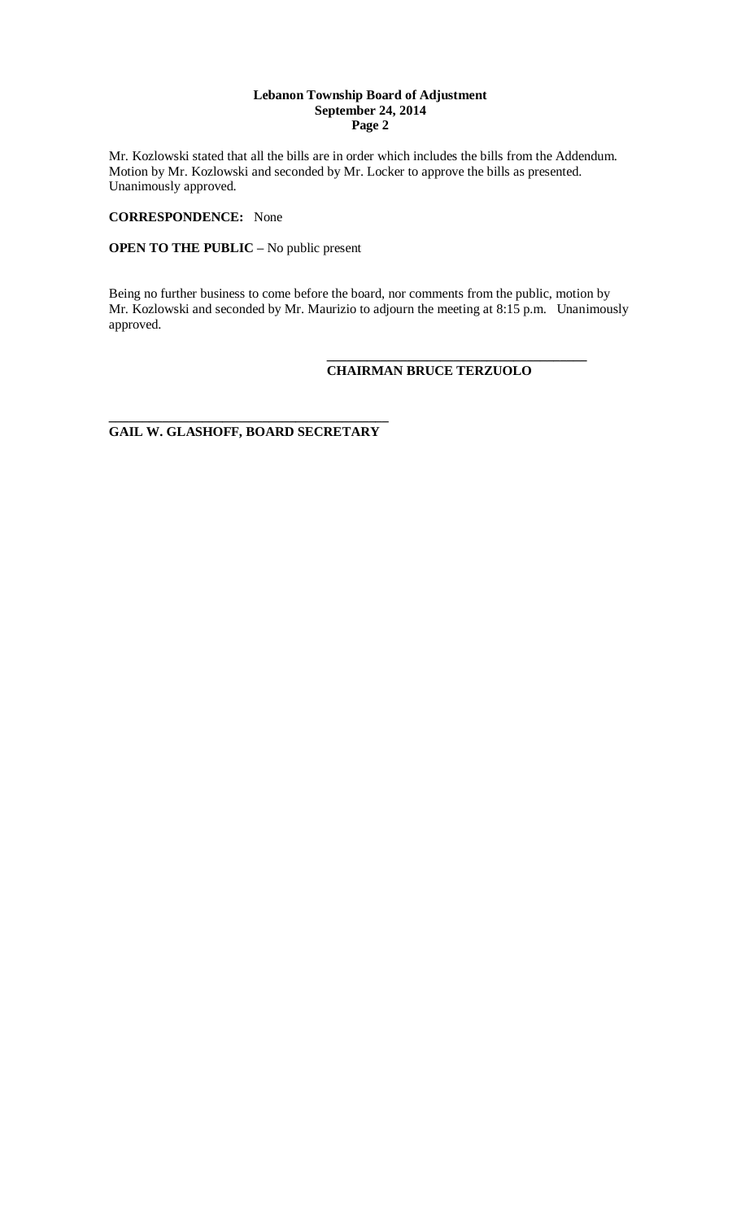Mr. Kozlowski stated that all the bills are in order which includes the bills from the Addendum. Motion by Mr. Kozlowski and seconded by Mr. Locker to approve the bills as presented. Unanimously approved.

**CORRESPONDENCE:** None

**OPEN TO THE PUBLIC** – No public present

Being no further business to come before the board, nor comments from the public, motion by Mr. Kozlowski and seconded by Mr. Maurizio to adjourn the meeting at 8:15 p.m. Unanimously approved.

\_\_\_\_\_\_\_\_\_\_\_\_\_\_\_\_\_\_\_\_\_\_\_\_\_\_\_\_\_\_\_\_\_\_\_\_\_\_
**CHAIRMAN BRUCE TERZUOLO**

\_\_\_\_\_\_\_\_\_\_\_\_\_\_\_\_\_\_\_\_\_\_\_\_\_\_\_\_\_\_\_\_\_\_\_\_\_\_
**GAIL W. GLASHOFF, BOARD SECRETARY**